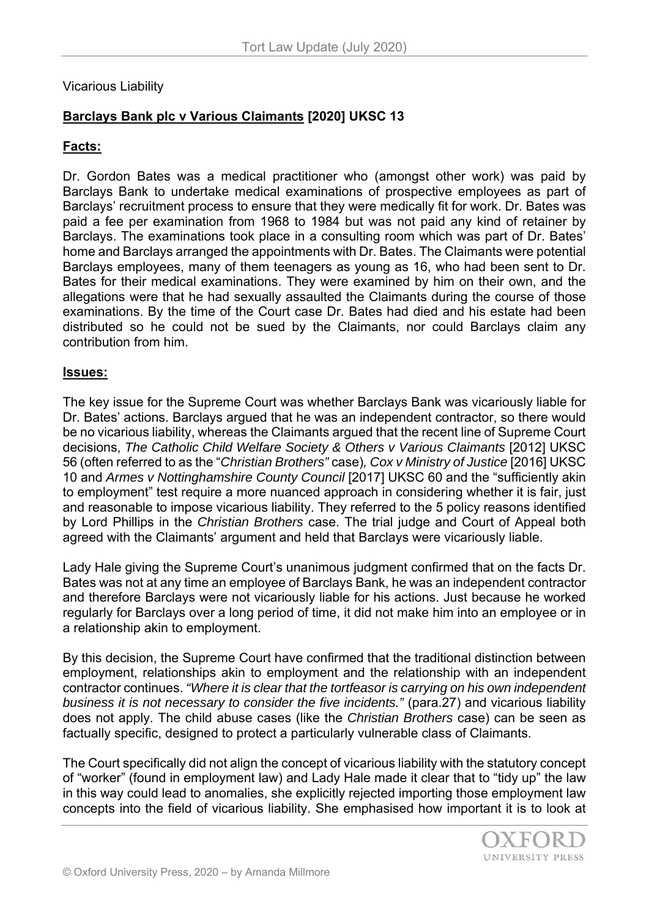Vicarious Liability

## **Barclays Bank plc v Various Claimants [2020] UKSC 13**

### **Facts:**

Dr. Gordon Bates was a medical practitioner who (amongst other work) was paid by Barclays Bank to undertake medical examinations of prospective employees as part of Barclays' recruitment process to ensure that they were medically fit for work. Dr. Bates was paid a fee per examination from 1968 to 1984 but was not paid any kind of retainer by Barclays. The examinations took place in a consulting room which was part of Dr. Bates' home and Barclays arranged the appointments with Dr. Bates. The Claimants were potential Barclays employees, many of them teenagers as young as 16, who had been sent to Dr. Bates for their medical examinations. They were examined by him on their own, and the allegations were that he had sexually assaulted the Claimants during the course of those examinations. By the time of the Court case Dr. Bates had died and his estate had been distributed so he could not be sued by the Claimants, nor could Barclays claim any contribution from him.

### **Issues:**

The key issue for the Supreme Court was whether Barclays Bank was vicariously liable for Dr. Bates' actions. Barclays argued that he was an independent contractor, so there would be no vicarious liability, whereas the Claimants argued that the recent line of Supreme Court decisions, *The Catholic Child Welfare Society & Others v Various Claimants* [2012] UKSC 56 (often referred to as the "*Christian Brothers*" case), *Cox v Ministry of Justice* [2016] UKSC 10 and *Armes v Nottinghamshire County Council* [2017] UKSC 60 and the "sufficiently akin to employment" test require a more nuanced approach in considering whether it is fair, just and reasonable to impose vicarious liability. They referred to the 5 policy reasons identified by Lord Phillips in the *Christian Brothers* case. The trial judge and Court of Appeal both agreed with the Claimants' argument and held that Barclays were vicariously liable.

Lady Hale giving the Supreme Court's unanimous judgment confirmed that on the facts Dr. Bates was not at any time an employee of Barclays Bank, he was an independent contractor and therefore Barclays were not vicariously liable for his actions. Just because he worked regularly for Barclays over a long period of time, it did not make him into an employee or in a relationship akin to employment.

By this decision, the Supreme Court have confirmed that the traditional distinction between employment, relationships akin to employment and the relationship with an independent contractor continues. *"Where it is clear that the tortfeasor is carrying on his own independent business it is not necessary to consider the five incidents."* (para.27) and vicarious liability does not apply. The child abuse cases (like the *Christian Brothers* case) can be seen as factually specific, designed to protect a particularly vulnerable class of Claimants.

The Court specifically did not align the concept of vicarious liability with the statutory concept of "worker" (found in employment law) and Lady Hale made it clear that to "tidy up" the law in this way could lead to anomalies, she explicitly rejected importing those employment law concepts into the field of vicarious liability. She emphasised how important it is to look at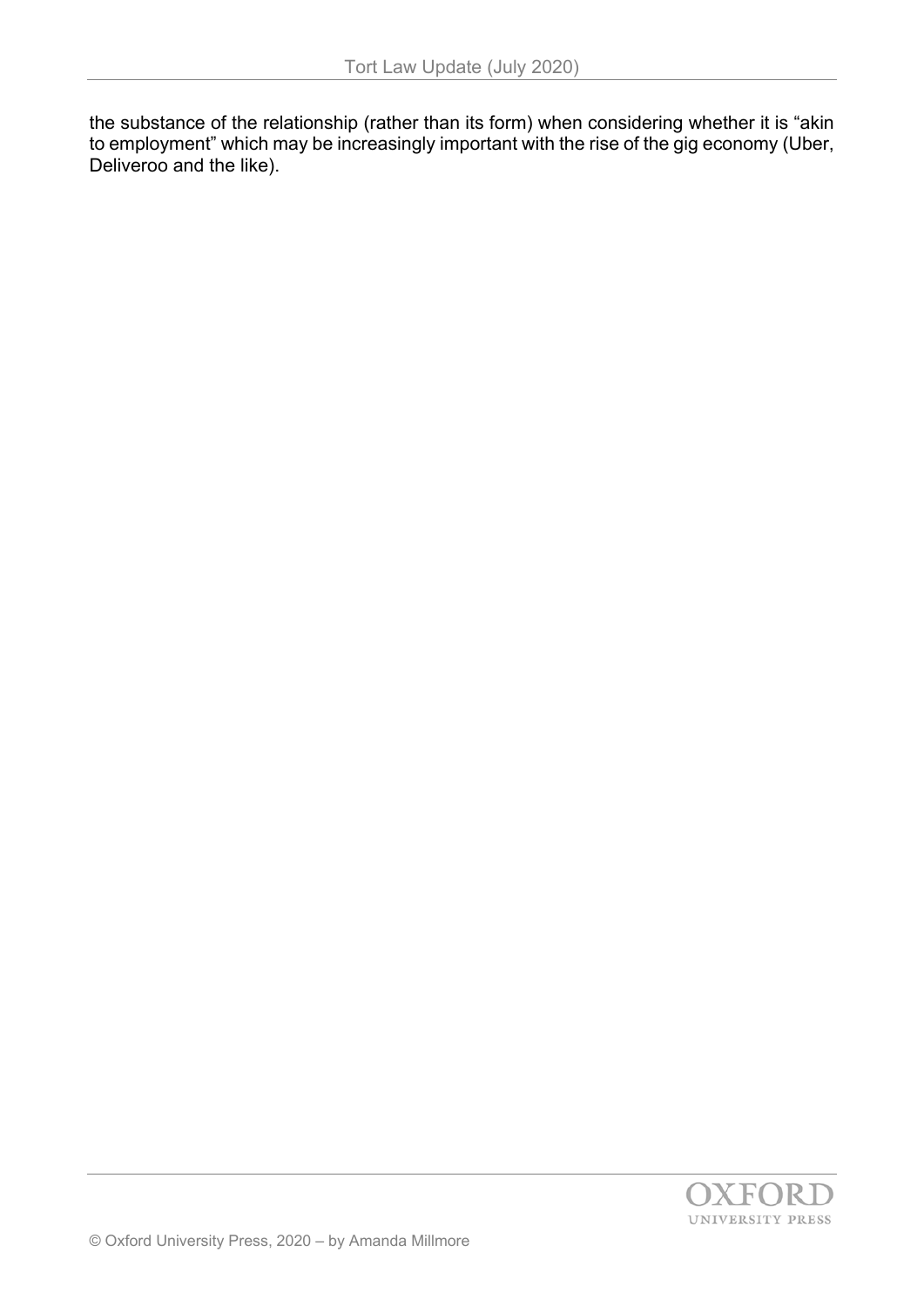the substance of the relationship (rather than its form) when considering whether it is "akin to employment" which may be increasingly important with the rise of the gig economy (Uber, Deliveroo and the like).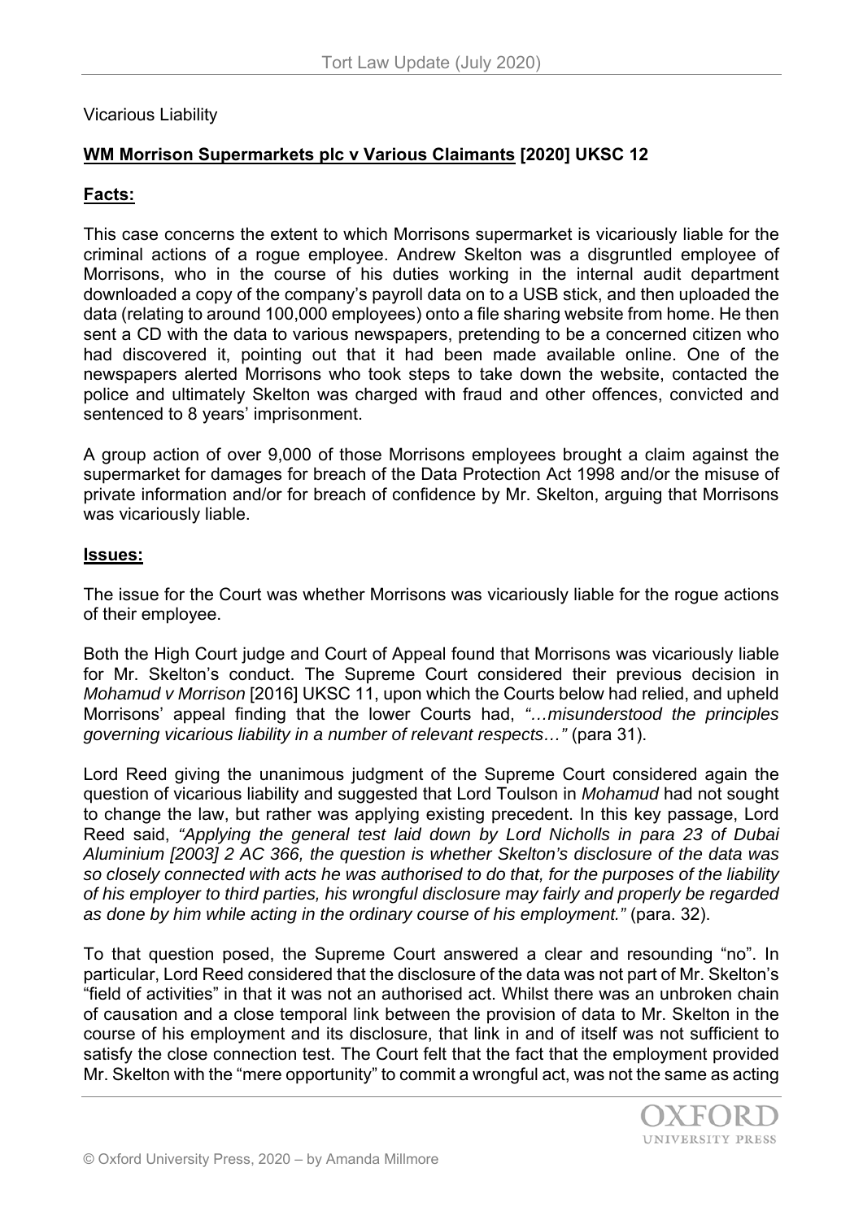Vicarious Liability

**WM Morrison Supermarkets plc v Various Claimants [2020] UKSC 12**

**Facts:**

This case concerns the extent to which Morrisons supermarket is vicariously liable for the criminal actions of a rogue employee. Andrew Skelton was a disgruntled employee of Morrisons, who in the course of his duties working in the internal audit department downloaded a copy of the company's payroll data on to a USB stick, and then uploaded the data (relating to around 100,000 employees) onto a file sharing website from home. He then sent a CD with the data to various newspapers, pretending to be a concerned citizen who had discovered it, pointing out that it had been made available online. One of the newspapers alerted Morrisons who took steps to take down the website, contacted the police and ultimately Skelton was charged with fraud and other offences, convicted and sentenced to 8 years' imprisonment.

A group action of over 9,000 of those Morrisons employees brought a claim against the supermarket for damages for breach of the Data Protection Act 1998 and/or the misuse of private information and/or for breach of confidence by Mr. Skelton, arguing that Morrisons was vicariously liable.

**Issues:**

The issue for the Court was whether Morrisons was vicariously liable for the rogue actions of their employee.

Both the High Court judge and Court of Appeal found that Morrisons was vicariously liable for Mr. Skelton's conduct. The Supreme Court considered their previous decision in *Mohamud v Morrison* [2016] UKSC 11, upon which the Courts below had relied, and upheld Morrisons' appeal finding that the lower Courts had, *"…misunderstood the principles governing vicarious liability in a number of relevant respects…"* (para 31).

Lord Reed giving the unanimous judgment of the Supreme Court considered again the question of vicarious liability and suggested that Lord Toulson in *Mohamud* had not sought to change the law, but rather was applying existing precedent. In this key passage, Lord Reed said, *"Applying the general test laid down by Lord Nicholls in para 23 of Dubai Aluminium [2003] 2 AC 366, the question is whether Skelton's disclosure of the data was so closely connected with acts he was authorised to do that, for the purposes of the liability of his employer to third parties, his wrongful disclosure may fairly and properly be regarded as done by him while acting in the ordinary course of his employment."* (para. 32).

To that question posed, the Supreme Court answered a clear and resounding "no". In particular, Lord Reed considered that the disclosure of the data was not part of Mr. Skelton's "field of activities" in that it was not an authorised act. Whilst there was an unbroken chain of causation and a close temporal link between the provision of data to Mr. Skelton in the course of his employment and its disclosure, that link in and of itself was not sufficient to satisfy the close connection test. The Court felt that the fact that the employment provided Mr. Skelton with the "mere opportunity" to commit a wrongful act, was not the same as acting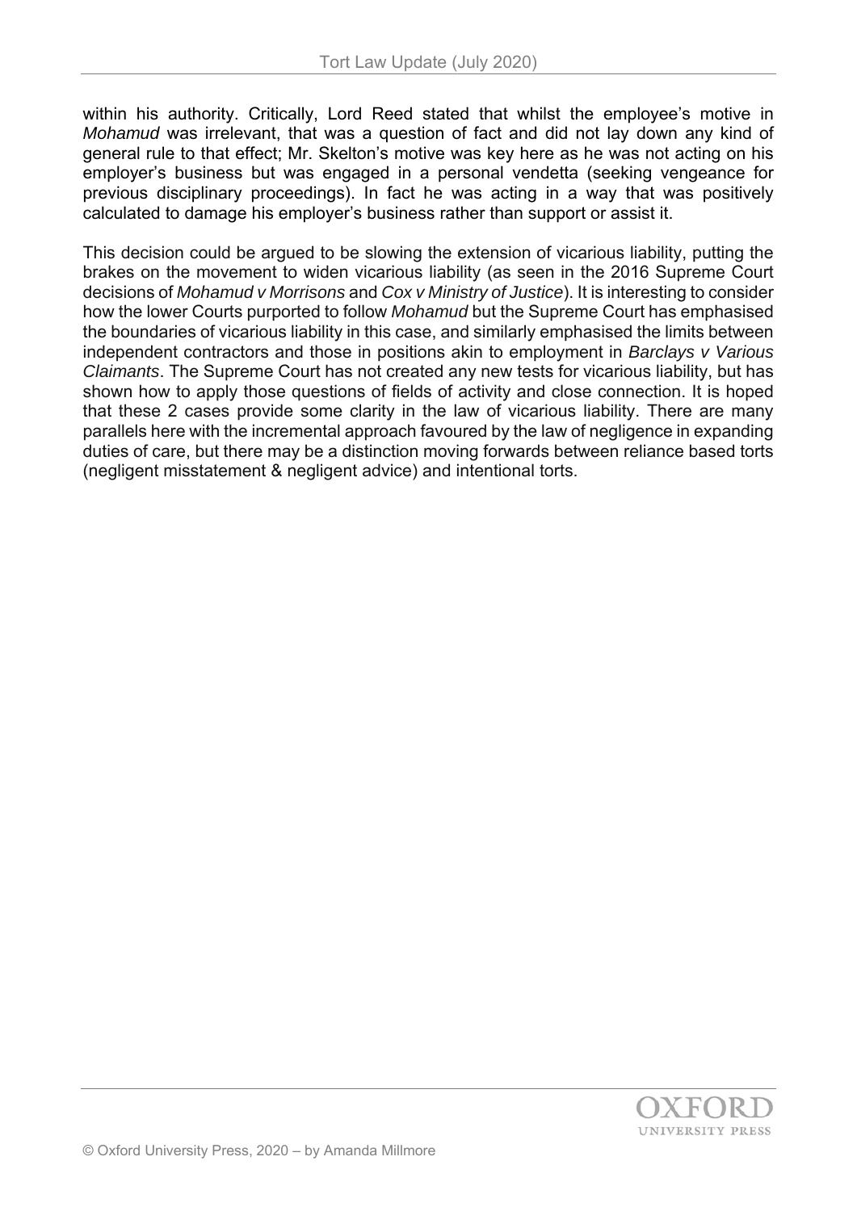within his authority. Critically, Lord Reed stated that whilst the employee's motive in *Mohamud* was irrelevant, that was a question of fact and did not lay down any kind of general rule to that effect; Mr. Skelton's motive was key here as he was not acting on his employer's business but was engaged in a personal vendetta (seeking vengeance for previous disciplinary proceedings). In fact he was acting in a way that was positively calculated to damage his employer's business rather than support or assist it.

This decision could be argued to be slowing the extension of vicarious liability, putting the brakes on the movement to widen vicarious liability (as seen in the 2016 Supreme Court decisions of *Mohamud v Morrisons* and *Cox v Ministry of Justice*). It is interesting to consider how the lower Courts purported to follow *Mohamud* but the Supreme Court has emphasised the boundaries of vicarious liability in this case, and similarly emphasised the limits between independent contractors and those in positions akin to employment in *Barclays v Various Claimants*. The Supreme Court has not created any new tests for vicarious liability, but has shown how to apply those questions of fields of activity and close connection. It is hoped that these 2 cases provide some clarity in the law of vicarious liability. There are many parallels here with the incremental approach favoured by the law of negligence in expanding duties of care, but there may be a distinction moving forwards between reliance based torts (negligent misstatement & negligent advice) and intentional torts.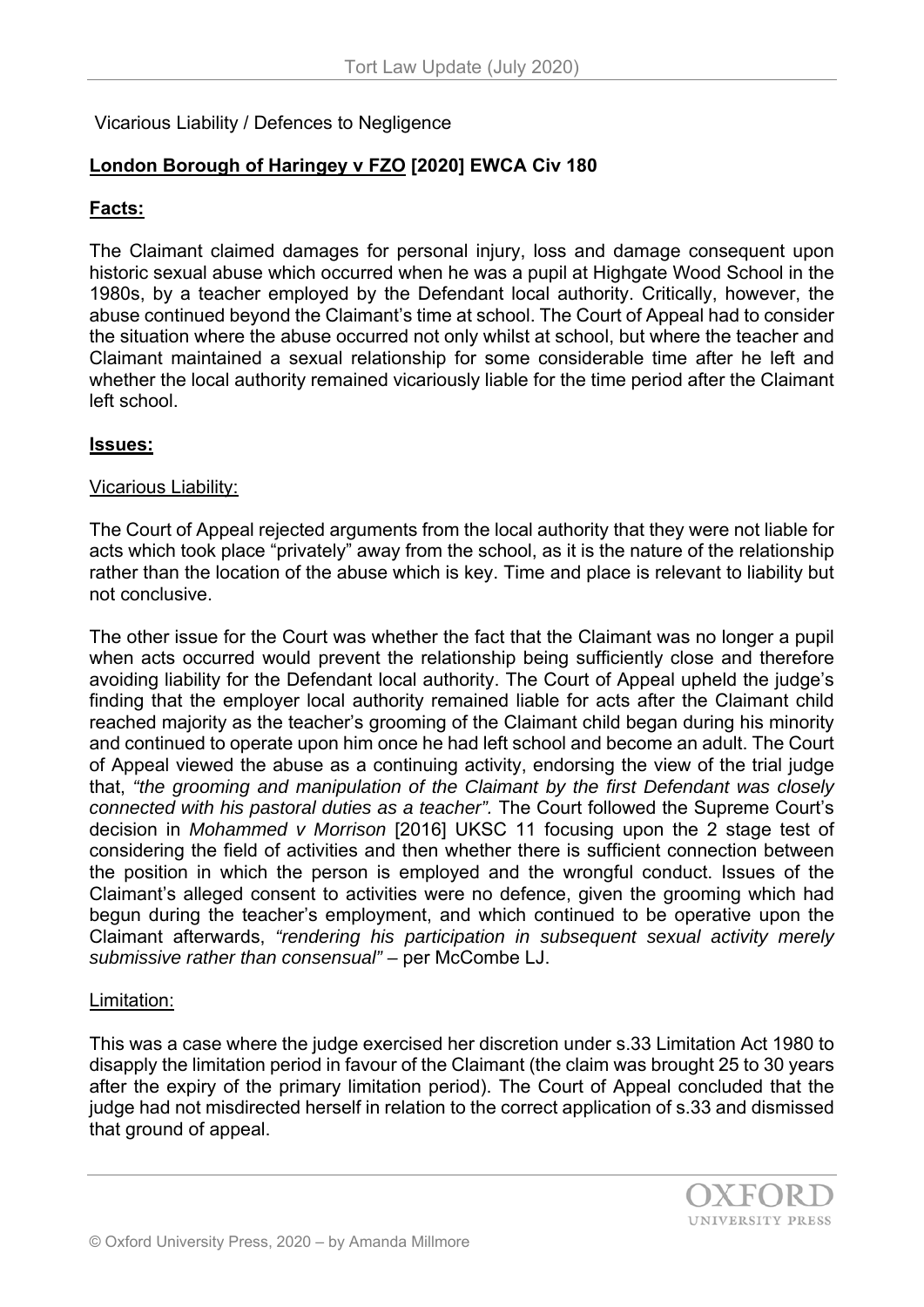Vicarious Liability / Defences to Negligence

**London Borough of Haringey v FZO [2020] EWCA Civ 180**

**Facts:**

The Claimant claimed damages for personal injury, loss and damage consequent upon historic sexual abuse which occurred when he was a pupil at Highgate Wood School in the 1980s, by a teacher employed by the Defendant local authority. Critically, however, the abuse continued beyond the Claimant's time at school. The Court of Appeal had to consider the situation where the abuse occurred not only whilst at school, but where the teacher and Claimant maintained a sexual relationship for some considerable time after he left and whether the local authority remained vicariously liable for the time period after the Claimant left school.

**Issues:**

Vicarious Liability:

The Court of Appeal rejected arguments from the local authority that they were not liable for acts which took place "privately" away from the school, as it is the nature of the relationship rather than the location of the abuse which is key. Time and place is relevant to liability but not conclusive.

The other issue for the Court was whether the fact that the Claimant was no longer a pupil when acts occurred would prevent the relationship being sufficiently close and therefore avoiding liability for the Defendant local authority. The Court of Appeal upheld the judge's finding that the employer local authority remained liable for acts after the Claimant child reached majority as the teacher's grooming of the Claimant child began during his minority and continued to operate upon him once he had left school and become an adult. The Court of Appeal viewed the abuse as a continuing activity, endorsing the view of the trial judge that, *"the grooming and manipulation of the Claimant by the first Defendant was closely connected with his pastoral duties as a teacher".* The Court followed the Supreme Court's decision in *Mohammed v Morrison* [2016] UKSC 11 focusing upon the 2 stage test of considering the field of activities and then whether there is sufficient connection between the position in which the person is employed and the wrongful conduct. Issues of the Claimant's alleged consent to activities were no defence, given the grooming which had begun during the teacher's employment, and which continued to be operative upon the Claimant afterwards, *"rendering his participation in subsequent sexual activity merely submissive rather than consensual"* – per McCombe LJ.

Limitation:

This was a case where the judge exercised her discretion under s.33 Limitation Act 1980 to disapply the limitation period in favour of the Claimant (the claim was brought 25 to 30 years after the expiry of the primary limitation period). The Court of Appeal concluded that the judge had not misdirected herself in relation to the correct application of s.33 and dismissed that ground of appeal.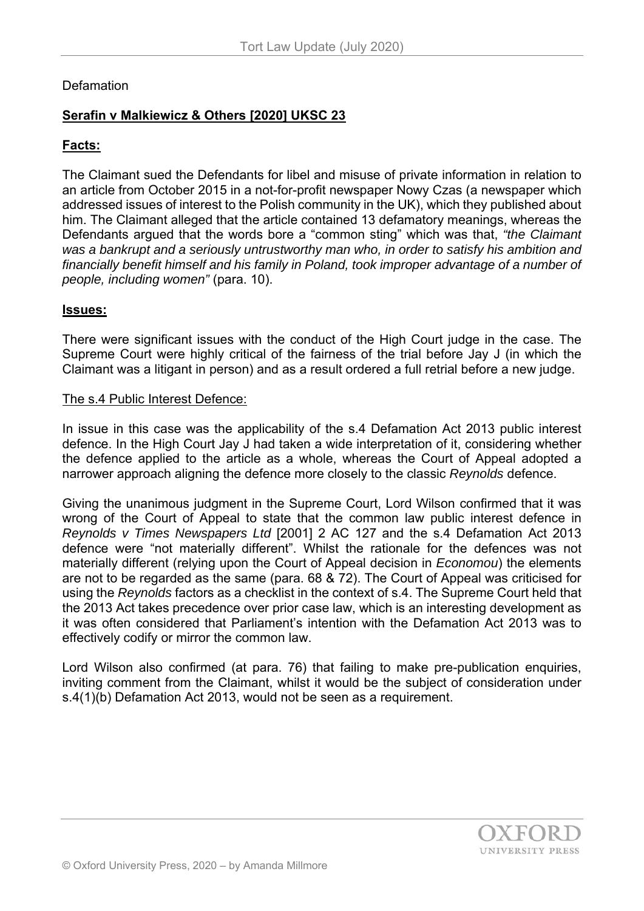Defamation

**Serafin v Malkiewicz & Others [2020] UKSC 23**

**Facts:**

The Claimant sued the Defendants for libel and misuse of private information in relation to an article from October 2015 in a not-for-profit newspaper Nowy Czas (a newspaper which addressed issues of interest to the Polish community in the UK), which they published about him. The Claimant alleged that the article contained 13 defamatory meanings, whereas the Defendants argued that the words bore a "common sting" which was that, *"the Claimant was a bankrupt and a seriously untrustworthy man who, in order to satisfy his ambition and financially benefit himself and his family in Poland, took improper advantage of a number of people, including women"* (para. 10).

**Issues:**

There were significant issues with the conduct of the High Court judge in the case. The Supreme Court were highly critical of the fairness of the trial before Jay J (in which the Claimant was a litigant in person) and as a result ordered a full retrial before a new judge.

The s.4 Public Interest Defence:

In issue in this case was the applicability of the s.4 Defamation Act 2013 public interest defence. In the High Court Jay J had taken a wide interpretation of it, considering whether the defence applied to the article as a whole, whereas the Court of Appeal adopted a narrower approach aligning the defence more closely to the classic *Reynolds* defence.

Giving the unanimous judgment in the Supreme Court, Lord Wilson confirmed that it was wrong of the Court of Appeal to state that the common law public interest defence in *Reynolds v Times Newspapers Ltd* [2001] 2 AC 127 and the s.4 Defamation Act 2013 defence were "not materially different". Whilst the rationale for the defences was not materially different (relying upon the Court of Appeal decision in *Economou*) the elements are not to be regarded as the same (para. 68 & 72). The Court of Appeal was criticised for using the *Reynolds* factors as a checklist in the context of s.4. The Supreme Court held that the 2013 Act takes precedence over prior case law, which is an interesting development as it was often considered that Parliament's intention with the Defamation Act 2013 was to effectively codify or mirror the common law.

Lord Wilson also confirmed (at para. 76) that failing to make pre-publication enquiries, inviting comment from the Claimant, whilst it would be the subject of consideration under s.4(1)(b) Defamation Act 2013, would not be seen as a requirement.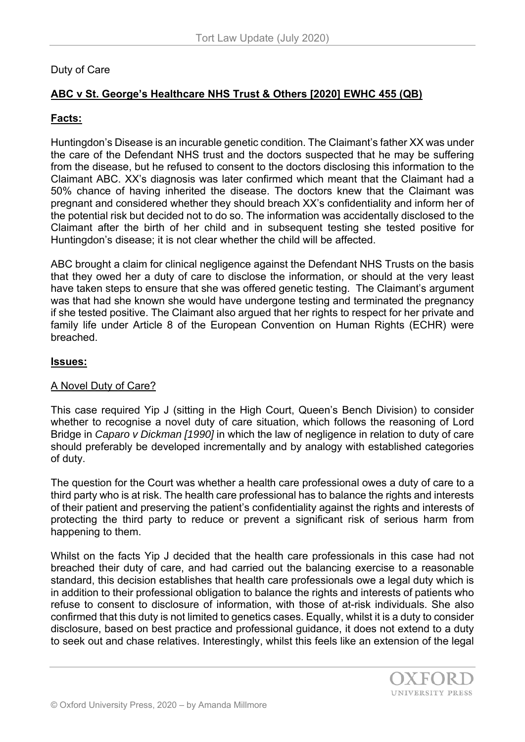Duty of Care

## **ABC v St. George's Healthcare NHS Trust & Others [2020] EWHC 455 (QB)**

### **Facts:**

Huntingdon's Disease is an incurable genetic condition. The Claimant's father XX was under the care of the Defendant NHS trust and the doctors suspected that he may be suffering from the disease, but he refused to consent to the doctors disclosing this information to the Claimant ABC. XX's diagnosis was later confirmed which meant that the Claimant had a 50% chance of having inherited the disease. The doctors knew that the Claimant was pregnant and considered whether they should breach XX's confidentiality and inform her of the potential risk but decided not to do so. The information was accidentally disclosed to the Claimant after the birth of her child and in subsequent testing she tested positive for Huntingdon's disease; it is not clear whether the child will be affected.

ABC brought a claim for clinical negligence against the Defendant NHS Trusts on the basis that they owed her a duty of care to disclose the information, or should at the very least have taken steps to ensure that she was offered genetic testing. The Claimant's argument was that had she known she would have undergone testing and terminated the pregnancy if she tested positive. The Claimant also argued that her rights to respect for her private and family life under Article 8 of the European Convention on Human Rights (ECHR) were breached.

### **Issues:**

#### A Novel Duty of Care?

This case required Yip J (sitting in the High Court, Queen's Bench Division) to consider whether to recognise a novel duty of care situation, which follows the reasoning of Lord Bridge in *Caparo v Dickman [1990]* in which the law of negligence in relation to duty of care should preferably be developed incrementally and by analogy with established categories of duty.

The question for the Court was whether a health care professional owes a duty of care to a third party who is at risk. The health care professional has to balance the rights and interests of their patient and preserving the patient's confidentiality against the rights and interests of protecting the third party to reduce or prevent a significant risk of serious harm from happening to them.

Whilst on the facts Yip J decided that the health care professionals in this case had not breached their duty of care, and had carried out the balancing exercise to a reasonable standard, this decision establishes that health care professionals owe a legal duty which is in addition to their professional obligation to balance the rights and interests of patients who refuse to consent to disclosure of information, with those of at-risk individuals. She also confirmed that this duty is not limited to genetics cases. Equally, whilst it is a duty to consider disclosure, based on best practice and professional guidance, it does not extend to a duty to seek out and chase relatives. Interestingly, whilst this feels like an extension of the legal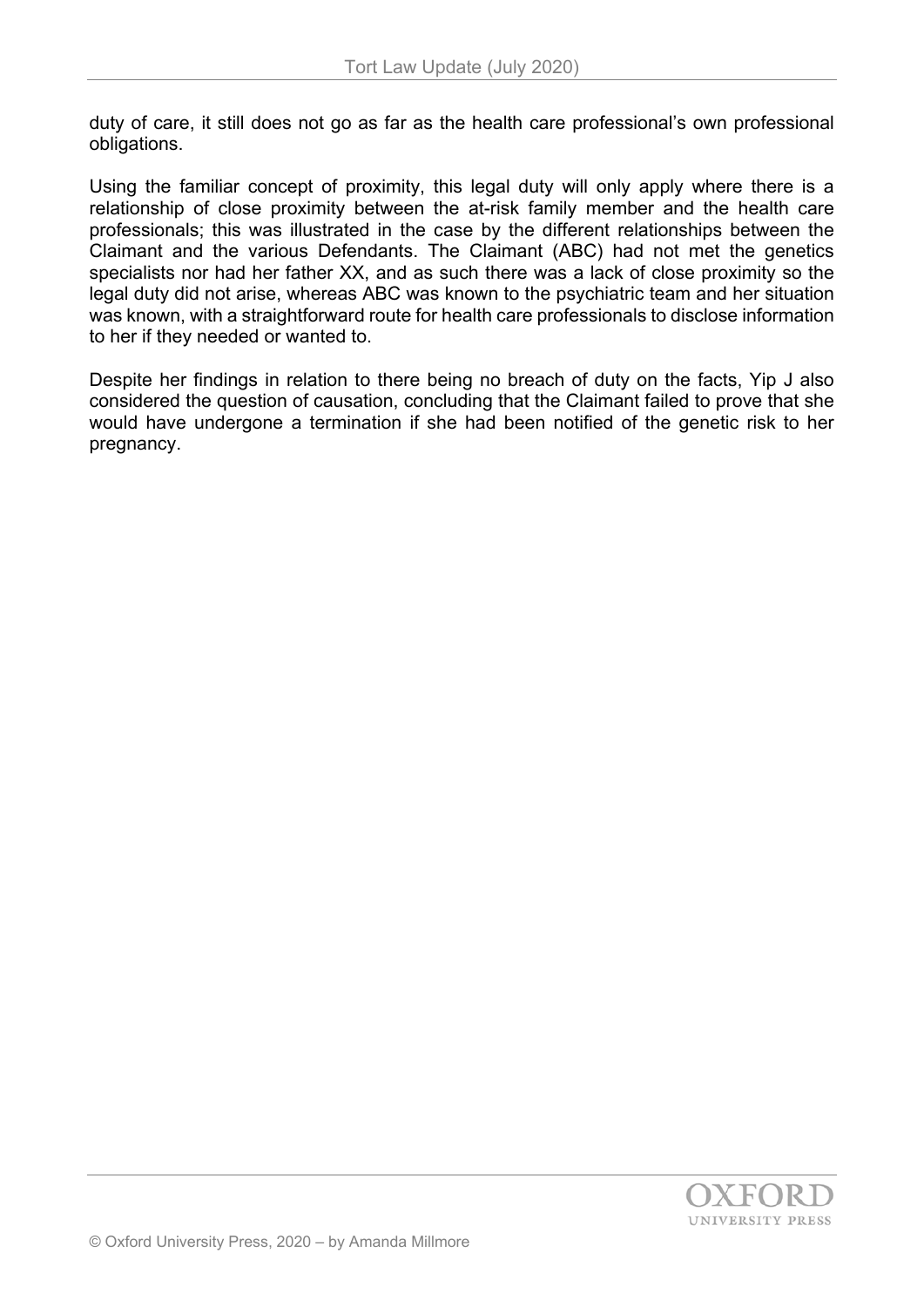duty of care, it still does not go as far as the health care professional's own professional obligations.

Using the familiar concept of proximity, this legal duty will only apply where there is a relationship of close proximity between the at-risk family member and the health care professionals; this was illustrated in the case by the different relationships between the Claimant and the various Defendants. The Claimant (ABC) had not met the genetics specialists nor had her father XX, and as such there was a lack of close proximity so the legal duty did not arise, whereas ABC was known to the psychiatric team and her situation was known, with a straightforward route for health care professionals to disclose information to her if they needed or wanted to.

Despite her findings in relation to there being no breach of duty on the facts, Yip J also considered the question of causation, concluding that the Claimant failed to prove that she would have undergone a termination if she had been notified of the genetic risk to her pregnancy.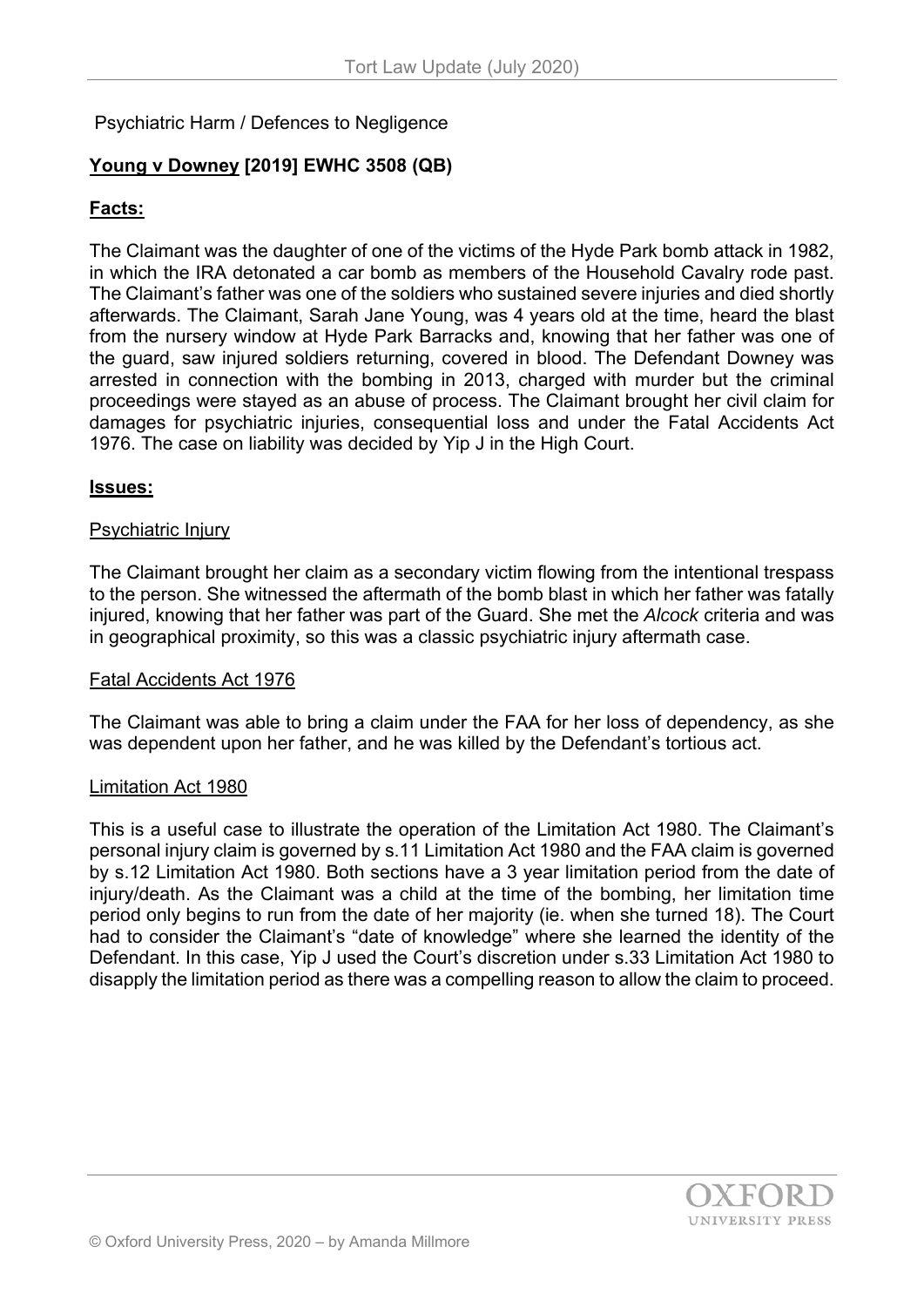Psychiatric Harm / Defences to Negligence

## **Young v Downey [2019] EWHC 3508 (QB)**

### **Facts:**

The Claimant was the daughter of one of the victims of the Hyde Park bomb attack in 1982, in which the IRA detonated a car bomb as members of the Household Cavalry rode past. The Claimant's father was one of the soldiers who sustained severe injuries and died shortly afterwards. The Claimant, Sarah Jane Young, was 4 years old at the time, heard the blast from the nursery window at Hyde Park Barracks and, knowing that her father was one of the guard, saw injured soldiers returning, covered in blood. The Defendant Downey was arrested in connection with the bombing in 2013, charged with murder but the criminal proceedings were stayed as an abuse of process. The Claimant brought her civil claim for damages for psychiatric injuries, consequential loss and under the Fatal Accidents Act 1976. The case on liability was decided by Yip J in the High Court.

### **Issues:**

#### Psychiatric Injury

The Claimant brought her claim as a secondary victim flowing from the intentional trespass to the person. She witnessed the aftermath of the bomb blast in which her father was fatally injured, knowing that her father was part of the Guard. She met the *Alcock* criteria and was in geographical proximity, so this was a classic psychiatric injury aftermath case.

#### Fatal Accidents Act 1976

The Claimant was able to bring a claim under the FAA for her loss of dependency, as she was dependent upon her father, and he was killed by the Defendant's tortious act.

#### Limitation Act 1980

This is a useful case to illustrate the operation of the Limitation Act 1980. The Claimant's personal injury claim is governed by s.11 Limitation Act 1980 and the FAA claim is governed by s.12 Limitation Act 1980. Both sections have a 3 year limitation period from the date of injury/death. As the Claimant was a child at the time of the bombing, her limitation time period only begins to run from the date of her majority (ie. when she turned 18). The Court had to consider the Claimant's "date of knowledge" where she learned the identity of the Defendant. In this case, Yip J used the Court's discretion under s.33 Limitation Act 1980 to disapply the limitation period as there was a compelling reason to allow the claim to proceed.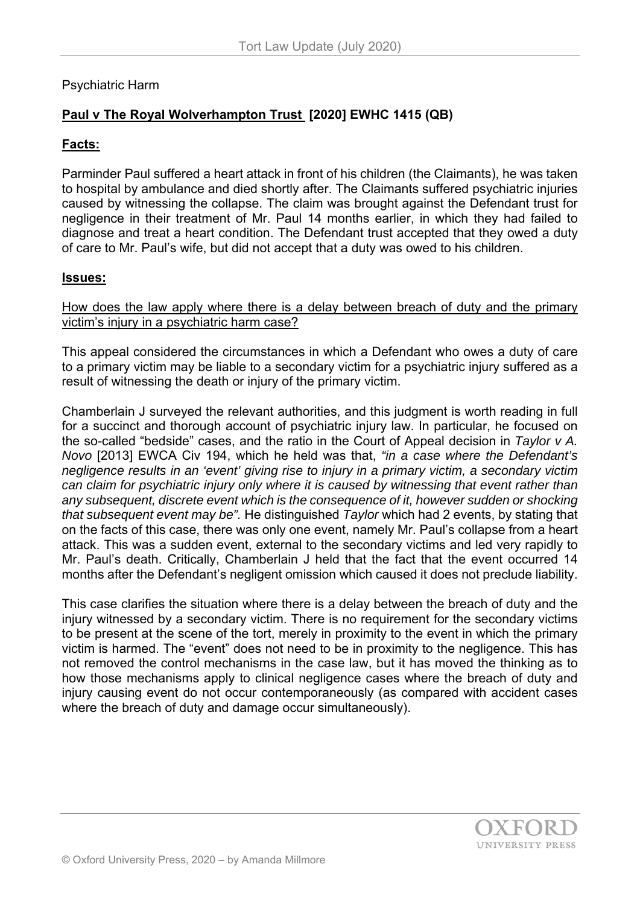Psychiatric Harm

## **Paul v The Royal Wolverhampton Trust [2020] EWHC 1415 (QB)**

### **Facts:**

Parminder Paul suffered a heart attack in front of his children (the Claimants), he was taken to hospital by ambulance and died shortly after. The Claimants suffered psychiatric injuries caused by witnessing the collapse. The claim was brought against the Defendant trust for negligence in their treatment of Mr. Paul 14 months earlier, in which they had failed to diagnose and treat a heart condition. The Defendant trust accepted that they owed a duty of care to Mr. Paul's wife, but did not accept that a duty was owed to his children.

### **Issues:**

How does the law apply where there is a delay between breach of duty and the primary victim's injury in a psychiatric harm case?

This appeal considered the circumstances in which a Defendant who owes a duty of care to a primary victim may be liable to a secondary victim for a psychiatric injury suffered as a result of witnessing the death or injury of the primary victim.

Chamberlain J surveyed the relevant authorities, and this judgment is worth reading in full for a succinct and thorough account of psychiatric injury law. In particular, he focused on the so-called "bedside" cases, and the ratio in the Court of Appeal decision in *Taylor v A. Novo* [2013] EWCA Civ 194, which he held was that, *"in a case where the Defendant's negligence results in an 'event' giving rise to injury in a primary victim, a secondary victim can claim for psychiatric injury only where it is caused by witnessing that event rather than any subsequent, discrete event which is the consequence of it, however sudden or shocking that subsequent event may be".* He distinguished *Taylor* which had 2 events, by stating that on the facts of this case, there was only one event, namely Mr. Paul's collapse from a heart attack. This was a sudden event, external to the secondary victims and led very rapidly to Mr. Paul's death. Critically, Chamberlain J held that the fact that the event occurred 14 months after the Defendant's negligent omission which caused it does not preclude liability.

This case clarifies the situation where there is a delay between the breach of duty and the injury witnessed by a secondary victim. There is no requirement for the secondary victims to be present at the scene of the tort, merely in proximity to the event in which the primary victim is harmed. The "event" does not need to be in proximity to the negligence. This has not removed the control mechanisms in the case law, but it has moved the thinking as to how those mechanisms apply to clinical negligence cases where the breach of duty and injury causing event do not occur contemporaneously (as compared with accident cases where the breach of duty and damage occur simultaneously).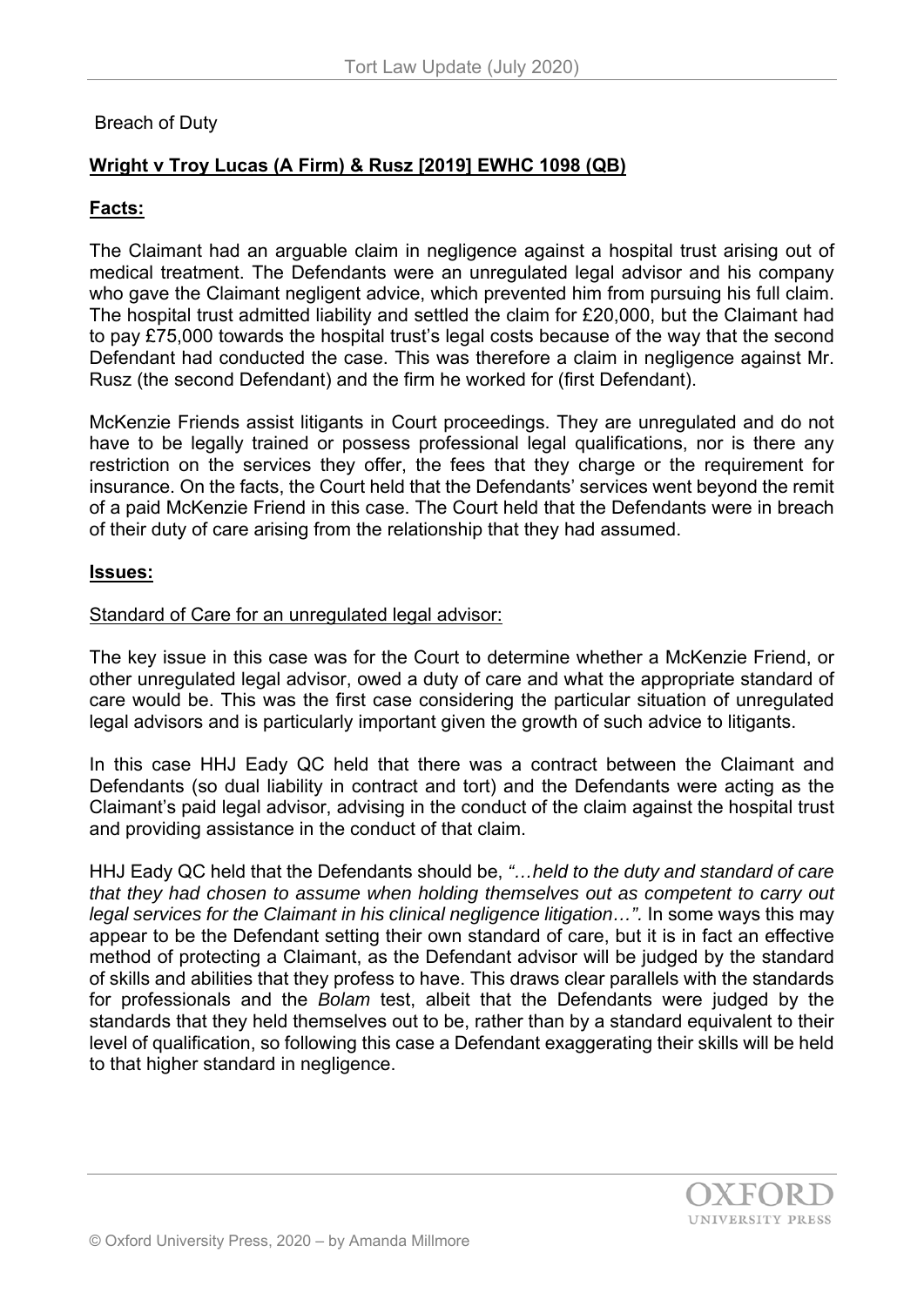Breach of Duty

## **Wright v Troy Lucas (A Firm) & Rusz [2019] EWHC 1098 (QB)**

### **Facts:**

The Claimant had an arguable claim in negligence against a hospital trust arising out of medical treatment. The Defendants were an unregulated legal advisor and his company who gave the Claimant negligent advice, which prevented him from pursuing his full claim. The hospital trust admitted liability and settled the claim for £20,000, but the Claimant had to pay £75,000 towards the hospital trust's legal costs because of the way that the second Defendant had conducted the case. This was therefore a claim in negligence against Mr. Rusz (the second Defendant) and the firm he worked for (first Defendant).

McKenzie Friends assist litigants in Court proceedings. They are unregulated and do not have to be legally trained or possess professional legal qualifications, nor is there any restriction on the services they offer, the fees that they charge or the requirement for insurance. On the facts, the Court held that the Defendants' services went beyond the remit of a paid McKenzie Friend in this case. The Court held that the Defendants were in breach of their duty of care arising from the relationship that they had assumed.

### **Issues:**

Standard of Care for an unregulated legal advisor:

The key issue in this case was for the Court to determine whether a McKenzie Friend, or other unregulated legal advisor, owed a duty of care and what the appropriate standard of care would be. This was the first case considering the particular situation of unregulated legal advisors and is particularly important given the growth of such advice to litigants.

In this case HHJ Eady QC held that there was a contract between the Claimant and Defendants (so dual liability in contract and tort) and the Defendants were acting as the Claimant's paid legal advisor, advising in the conduct of the claim against the hospital trust and providing assistance in the conduct of that claim.

HHJ Eady QC held that the Defendants should be, *"…held to the duty and standard of care that they had chosen to assume when holding themselves out as competent to carry out legal services for the Claimant in his clinical negligence litigation…".* In some ways this may appear to be the Defendant setting their own standard of care, but it is in fact an effective method of protecting a Claimant, as the Defendant advisor will be judged by the standard of skills and abilities that they profess to have. This draws clear parallels with the standards for professionals and the *Bolam* test, albeit that the Defendants were judged by the standards that they held themselves out to be, rather than by a standard equivalent to their level of qualification, so following this case a Defendant exaggerating their skills will be held to that higher standard in negligence.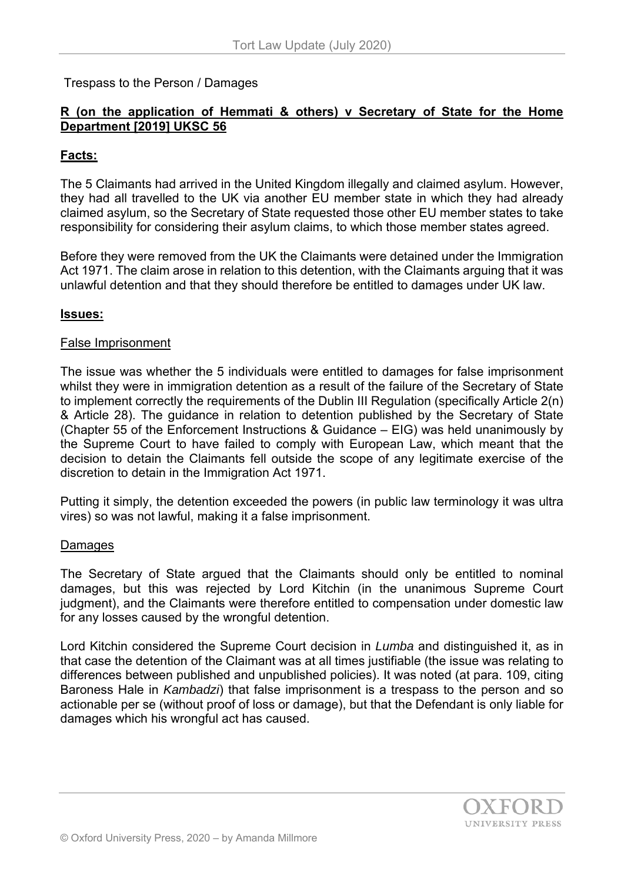Trespass to the Person / Damages

## **R (on the application of Hemmati & others) v Secretary of State for the Home Department [2019] UKSC 56**

### **Facts:**

The 5 Claimants had arrived in the United Kingdom illegally and claimed asylum. However, they had all travelled to the UK via another EU member state in which they had already claimed asylum, so the Secretary of State requested those other EU member states to take responsibility for considering their asylum claims, to which those member states agreed.

Before they were removed from the UK the Claimants were detained under the Immigration Act 1971. The claim arose in relation to this detention, with the Claimants arguing that it was unlawful detention and that they should therefore be entitled to damages under UK law.

### **Issues:**

#### False Imprisonment

The issue was whether the 5 individuals were entitled to damages for false imprisonment whilst they were in immigration detention as a result of the failure of the Secretary of State to implement correctly the requirements of the Dublin III Regulation (specifically Article 2(n) & Article 28). The guidance in relation to detention published by the Secretary of State (Chapter 55 of the Enforcement Instructions & Guidance – EIG) was held unanimously by the Supreme Court to have failed to comply with European Law, which meant that the decision to detain the Claimants fell outside the scope of any legitimate exercise of the discretion to detain in the Immigration Act 1971.

Putting it simply, the detention exceeded the powers (in public law terminology it was ultra vires) so was not lawful, making it a false imprisonment.

#### Damages

The Secretary of State argued that the Claimants should only be entitled to nominal damages, but this was rejected by Lord Kitchin (in the unanimous Supreme Court judgment), and the Claimants were therefore entitled to compensation under domestic law for any losses caused by the wrongful detention.

Lord Kitchin considered the Supreme Court decision in *Lumba* and distinguished it, as in that case the detention of the Claimant was at all times justifiable (the issue was relating to differences between published and unpublished policies). It was noted (at para. 109, citing Baroness Hale in *Kambadzi*) that false imprisonment is a trespass to the person and so actionable per se (without proof of loss or damage), but that the Defendant is only liable for damages which his wrongful act has caused.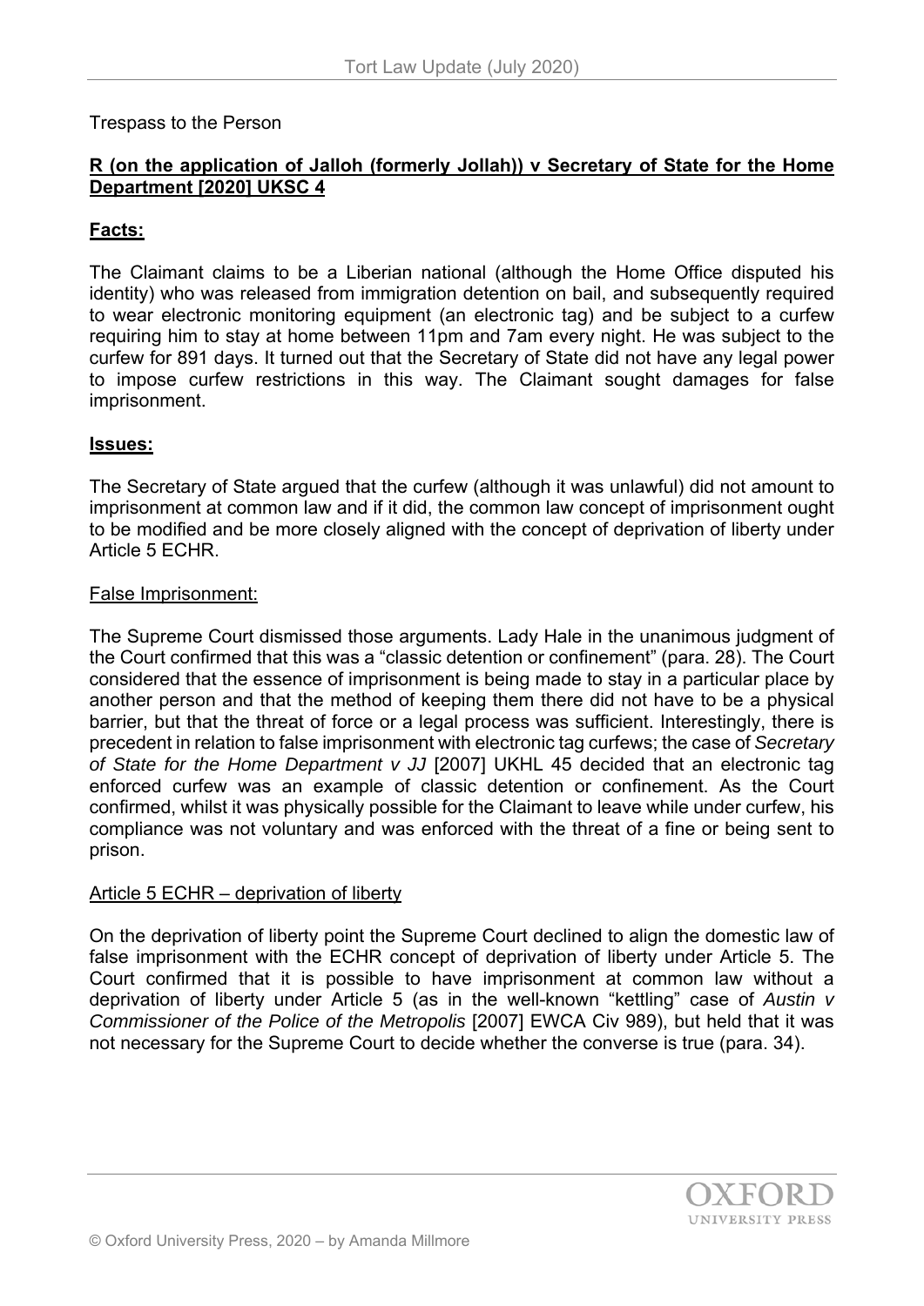Trespass to the Person

## **R (on the application of Jalloh (formerly Jollah)) v Secretary of State for the Home Department [2020] UKSC 4**

### **Facts:**

The Claimant claims to be a Liberian national (although the Home Office disputed his identity) who was released from immigration detention on bail, and subsequently required to wear electronic monitoring equipment (an electronic tag) and be subject to a curfew requiring him to stay at home between 11pm and 7am every night. He was subject to the curfew for 891 days. It turned out that the Secretary of State did not have any legal power to impose curfew restrictions in this way. The Claimant sought damages for false imprisonment.

### **Issues:**

The Secretary of State argued that the curfew (although it was unlawful) did not amount to imprisonment at common law and if it did, the common law concept of imprisonment ought to be modified and be more closely aligned with the concept of deprivation of liberty under Article 5 ECHR.

#### False Imprisonment:

The Supreme Court dismissed those arguments. Lady Hale in the unanimous judgment of the Court confirmed that this was a "classic detention or confinement" (para. 28). The Court considered that the essence of imprisonment is being made to stay in a particular place by another person and that the method of keeping them there did not have to be a physical barrier, but that the threat of force or a legal process was sufficient. Interestingly, there is precedent in relation to false imprisonment with electronic tag curfews; the case of *Secretary of State for the Home Department v JJ* [2007] UKHL 45 decided that an electronic tag enforced curfew was an example of classic detention or confinement. As the Court confirmed, whilst it was physically possible for the Claimant to leave while under curfew, his compliance was not voluntary and was enforced with the threat of a fine or being sent to prison.

#### Article 5 ECHR – deprivation of liberty

On the deprivation of liberty point the Supreme Court declined to align the domestic law of false imprisonment with the ECHR concept of deprivation of liberty under Article 5. The Court confirmed that it is possible to have imprisonment at common law without a deprivation of liberty under Article 5 (as in the well-known "kettling" case of *Austin v Commissioner of the Police of the Metropolis* [2007] EWCA Civ 989), but held that it was not necessary for the Supreme Court to decide whether the converse is true (para. 34).